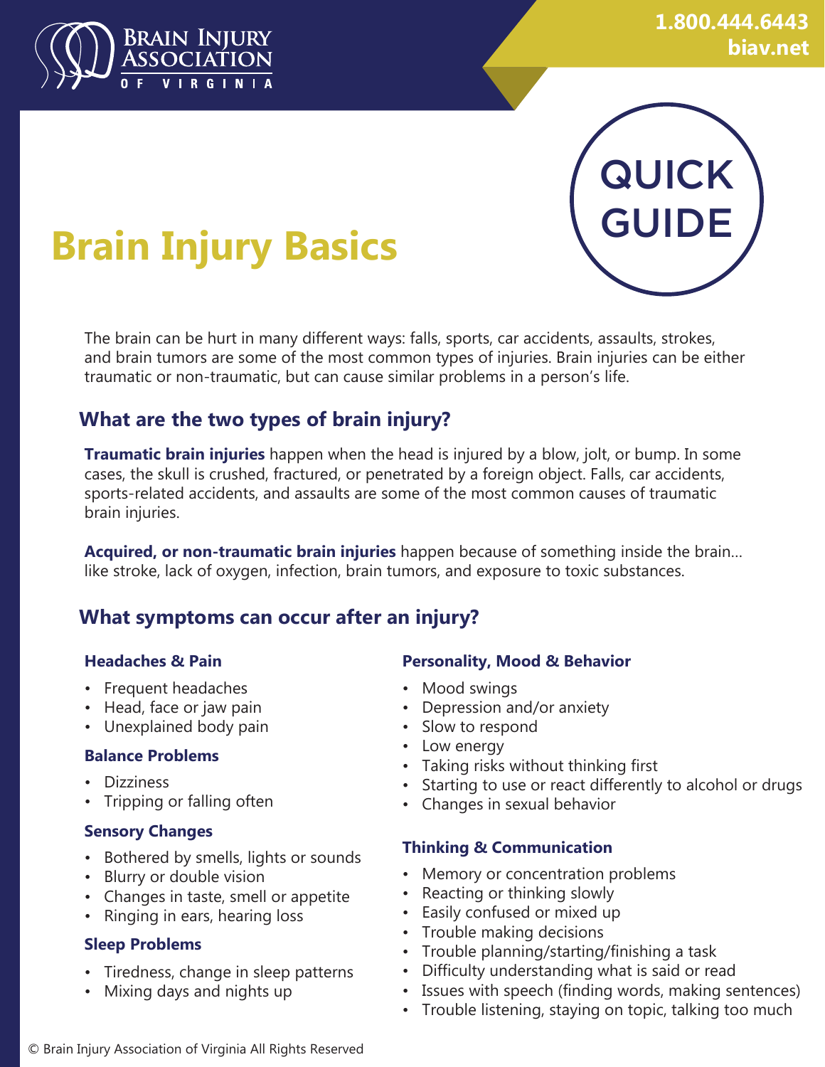Brain Injury Association of Virginia

1.800.444.6443
biav.net

QUICK GUIDE

# Brain Injury Basics

The brain can be hurt in many different ways: falls, sports, car accidents, assaults, strokes, and brain tumors are some of the most common types of injuries. Brain injuries can be either traumatic or non-traumatic, but can cause similar problems in a person's life.

## What are the two types of brain injury?

**Traumatic brain injuries** happen when the head is injured by a blow, jolt, or bump. In some cases, the skull is crushed, fractured, or penetrated by a foreign object. Falls, car accidents, sports-related accidents, and assaults are some of the most common causes of traumatic brain injuries.

**Acquired, or non-traumatic brain injuries** happen because of something inside the brain... like stroke, lack of oxygen, infection, brain tumors, and exposure to toxic substances.

## What symptoms can occur after an injury?

### Headaches & Pain

- Frequent headaches
- Head, face or jaw pain
- Unexplained body pain

### Balance Problems

- Dizziness
- Tripping or falling often

### Sensory Changes

- Bothered by smells, lights or sounds
- Blurry or double vision
- Changes in taste, smell or appetite
- Ringing in ears, hearing loss

### Sleep Problems

- Tiredness, change in sleep patterns
- Mixing days and nights up

### Personality, Mood & Behavior

- Mood swings
- Depression and/or anxiety
- Slow to respond
- Low energy
- Taking risks without thinking first
- Starting to use or react differently to alcohol or drugs
- Changes in sexual behavior

### Thinking & Communication

- Memory or concentration problems
- Reacting or thinking slowly
- Easily confused or mixed up
- Trouble making decisions
- Trouble planning/starting/finishing a task
- Difficulty understanding what is said or read
- Issues with speech (finding words, making sentences)
- Trouble listening, staying on topic, talking too much

© Brain Injury Association of Virginia All Rights Reserved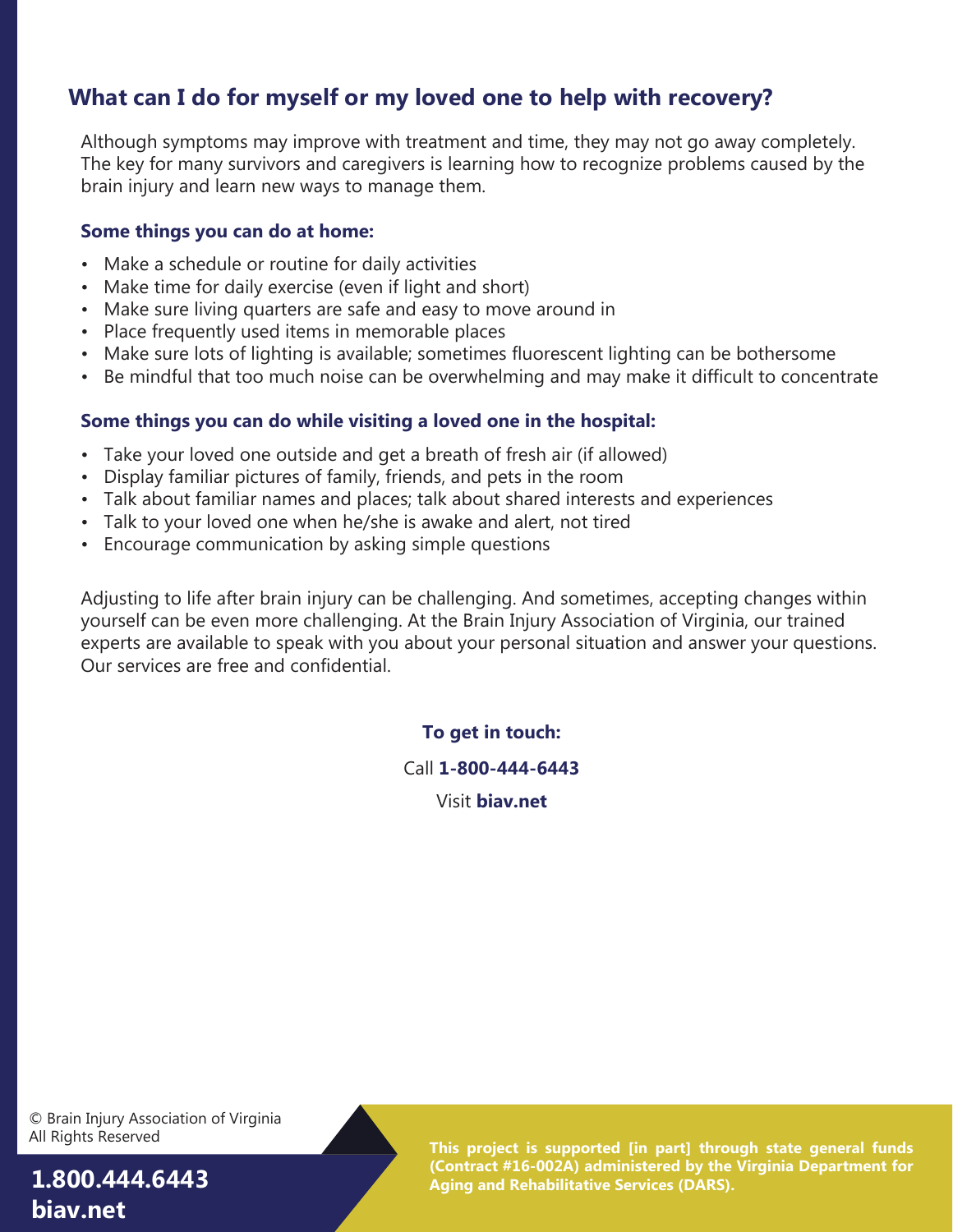## What can I do for myself or my loved one to help with recovery?

Although symptoms may improve with treatment and time, they may not go away completely. The key for many survivors and caregivers is learning how to recognize problems caused by the brain injury and learn new ways to manage them.

### Some things you can do at home:

- Make a schedule or routine for daily activities
- Make time for daily exercise (even if light and short)
- Make sure living quarters are safe and easy to move around in
- Place frequently used items in memorable places
- Make sure lots of lighting is available; sometimes fluorescent lighting can be bothersome
- Be mindful that too much noise can be overwhelming and may make it difficult to concentrate

### Some things you can do while visiting a loved one in the hospital:

- Take your loved one outside and get a breath of fresh air (if allowed)
- Display familiar pictures of family, friends, and pets in the room
- Talk about familiar names and places; talk about shared interests and experiences
- Talk to your loved one when he/she is awake and alert, not tired
- Encourage communication by asking simple questions

Adjusting to life after brain injury can be challenging. And sometimes, accepting changes within yourself can be even more challenging. At the Brain Injury Association of Virginia, our trained experts are available to speak with you about your personal situation and answer your questions. Our services are free and confidential.

**To get in touch:**

Call **1-800-444-6443**

Visit **biav.net**

© Brain Injury Association of Virginia
All Rights Reserved

**1.800.444.6443**
**biav.net**

**This project is supported [in part] through state general funds (Contract #16-002A) administered by the Virginia Department for Aging and Rehabilitative Services (DARS).**